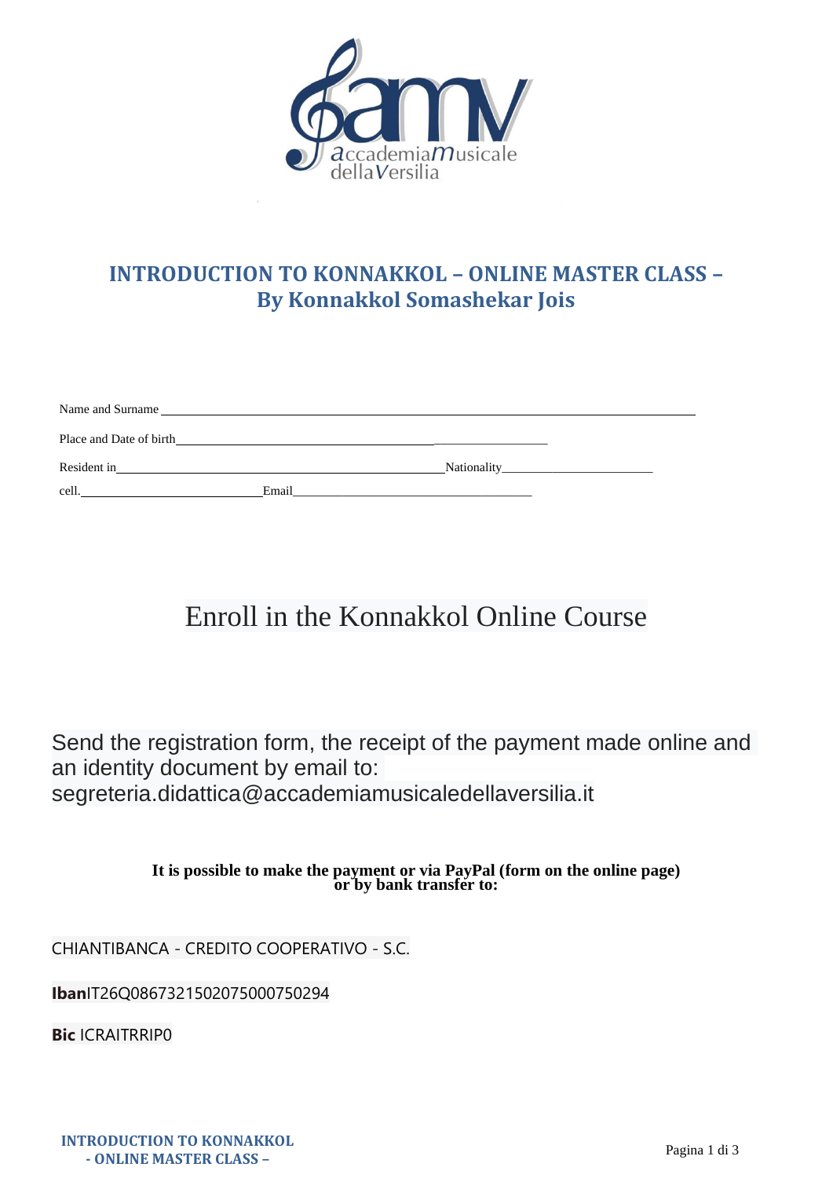# INTRODUCTION TO KONNAKKOL – ONLINE MASTER CLASS – By Konnakkol Somashekar Jois

Name and Surname \_\_\_\_\_\_\_\_\_\_\_\_\_\_\_\_\_\_\_\_\_\_\_\_\_\_\_\_\_\_\_\_\_\_\_\_\_\_\_\_\_\_\_\_

Place and Date of birth\_\_\_\_\_\_\_\_\_\_\_\_\_\_\_\_\_\_\_\_\_\_\_\_\_\_\_\_\_\_\_\_\_\_\_\_\_\_

Resident in\_\_\_\_\_\_\_\_\_\_\_\_\_\_\_\_\_\_\_\_\_\_\_\_\_\_\_\_\_\_\_\_ Nationality\_\_\_\_\_\_\_\_\_\_\_\_\_\_\_\_\_\_\_\_

cell.\_\_\_\_\_\_\_\_\_\_\_\_\_\_\_\_\_\_\_\_\_\_\_\_ Email\_\_\_\_\_\_\_\_\_\_\_\_\_\_\_\_\_\_\_\_\_\_\_\_\_\_\_\_\_\_\_\_

## Enroll in the Konnakkol Online Course

Send the registration form, the receipt of the payment made online and an identity document by email to: segreteria.didattica@accademiamusicaledellaversilia.it

**It is possible to make the payment or via PayPal (form on the online page) or by bank transfer to:**

CHIANTIBANCA - CREDITO COOPERATIVO - S.C.

**Iban**IT26Q0867321502075000750294

**Bic** ICRAITRRIP0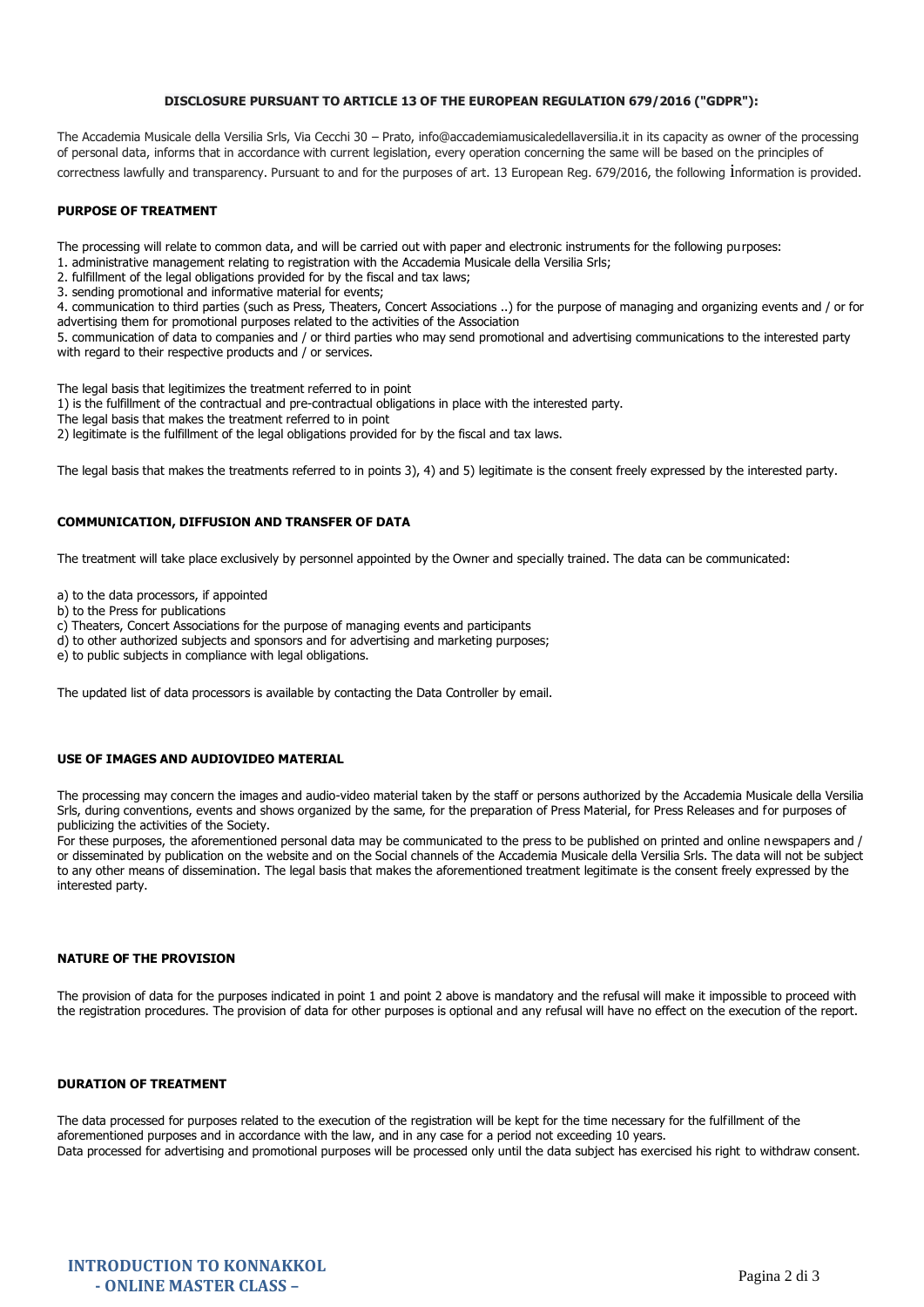**DISCLOSURE PURSUANT TO ARTICLE 13 OF THE EUROPEAN REGULATION 679/2016 ("GDPR"):**

The Accademia Musicale della Versilia Srls, Via Cecchi 30 – Prato, info@accademiamusicaledellaversilia.it in its capacity as owner of the processing of personal data, informs that in accordance with current legislation, every operation concerning the same will be based on the principles of correctness lawfully and transparency. Pursuant to and for the purposes of art. 13 European Reg. 679/2016, the following information is provided.

**PURPOSE OF TREATMENT**

The processing will relate to common data, and will be carried out with paper and electronic instruments for the following purposes:

1. administrative management relating to registration with the Accademia Musicale della Versilia Srls;
2. fulfillment of the legal obligations provided for by the fiscal and tax laws;
3. sending promotional and informative material for events;
4. communication to third parties (such as Press, Theaters, Concert Associations ..) for the purpose of managing and organizing events and / or for advertising them for promotional purposes related to the activities of the Association
5. communication of data to companies and / or third parties who may send promotional and advertising communications to the interested party with regard to their respective products and / or services.

The legal basis that legitimizes the treatment referred to in point
1) is the fulfillment of the contractual and pre-contractual obligations in place with the interested party.
The legal basis that makes the treatment referred to in point
2) legitimate is the fulfillment of the legal obligations provided for by the fiscal and tax laws.

The legal basis that makes the treatments referred to in points 3), 4) and 5) legitimate is the consent freely expressed by the interested party.

**COMMUNICATION, DIFFUSION AND TRANSFER OF DATA**

The treatment will take place exclusively by personnel appointed by the Owner and specially trained. The data can be communicated:

a) to the data processors, if appointed
b) to the Press for publications
c) Theaters, Concert Associations for the purpose of managing events and participants
d) to other authorized subjects and sponsors and for advertising and marketing purposes;
e) to public subjects in compliance with legal obligations.

The updated list of data processors is available by contacting the Data Controller by email.

**USE OF IMAGES AND AUDIOVIDEO MATERIAL**

The processing may concern the images and audio-video material taken by the staff or persons authorized by the Accademia Musicale della Versilia Srls, during conventions, events and shows organized by the same, for the preparation of Press Material, for Press Releases and for purposes of publicizing the activities of the Society.
For these purposes, the aforementioned personal data may be communicated to the press to be published on printed and online newspapers and / or disseminated by publication on the website and on the Social channels of the Accademia Musicale della Versilia Srls. The data will not be subject to any other means of dissemination. The legal basis that makes the aforementioned treatment legitimate is the consent freely expressed by the interested party.

**NATURE OF THE PROVISION**

The provision of data for the purposes indicated in point 1 and point 2 above is mandatory and the refusal will make it impossible to proceed with the registration procedures. The provision of data for other purposes is optional and any refusal will have no effect on the execution of the report.

**DURATION OF TREATMENT**

The data processed for purposes related to the execution of the registration will be kept for the time necessary for the fulfillment of the aforementioned purposes and in accordance with the law, and in any case for a period not exceeding 10 years.
Data processed for advertising and promotional purposes will be processed only until the data subject has exercised his right to withdraw consent.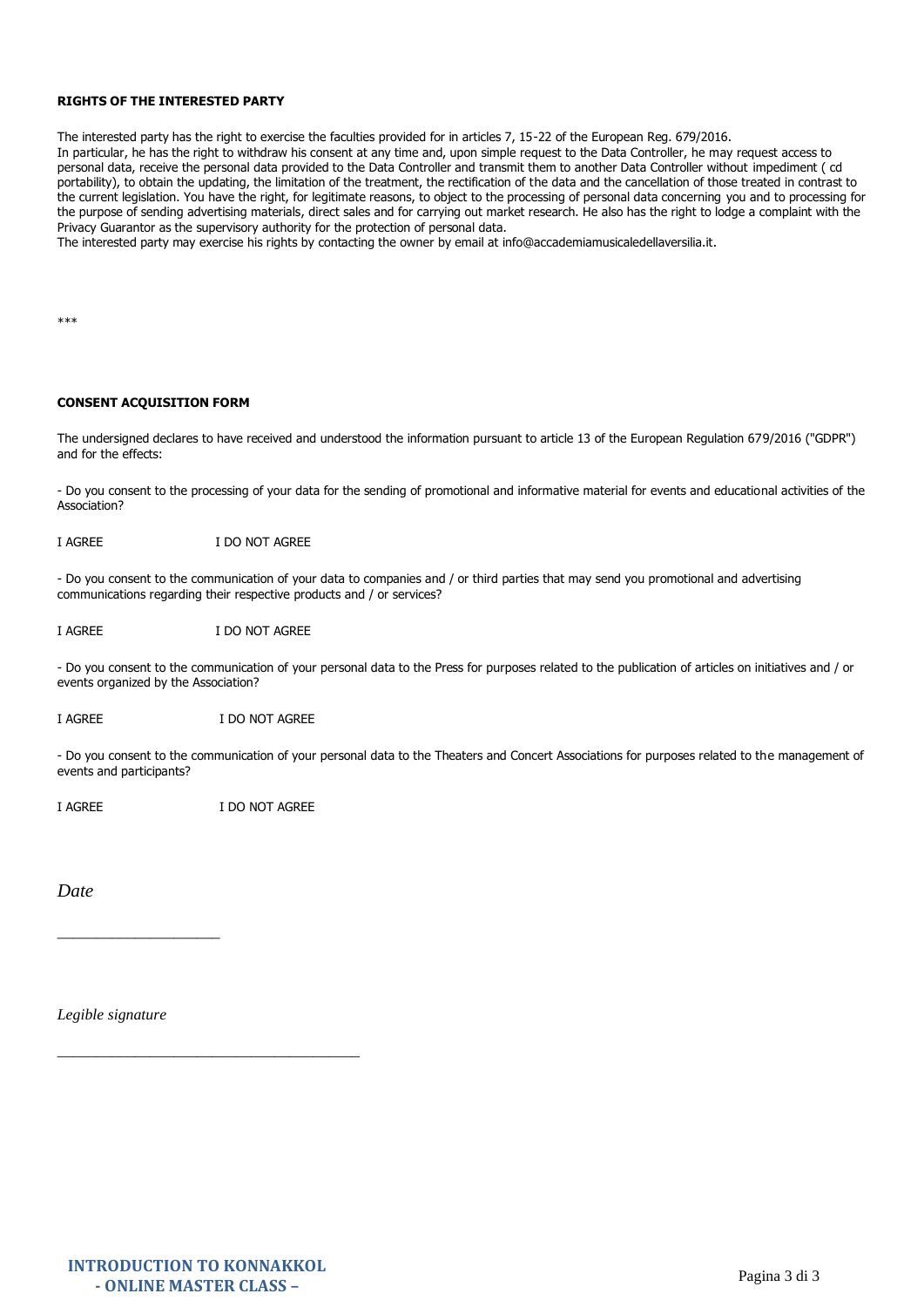**RIGHTS OF THE INTERESTED PARTY**

The interested party has the right to exercise the faculties provided for in articles 7, 15-22 of the European Reg. 679/2016.
In particular, he has the right to withdraw his consent at any time and, upon simple request to the Data Controller, he may request access to personal data, receive the personal data provided to the Data Controller and transmit them to another Data Controller without impediment ( cd portability), to obtain the updating, the limitation of the treatment, the rectification of the data and the cancellation of those treated in contrast to the current legislation. You have the right, for legitimate reasons, to object to the processing of personal data concerning you and to processing for the purpose of sending advertising materials, direct sales and for carrying out market research. He also has the right to lodge a complaint with the Privacy Guarantor as the supervisory authority for the protection of personal data.
The interested party may exercise his rights by contacting the owner by email at info@accademiamusicaledellaversilia.it.

***

**CONSENT ACQUISITION FORM**

The undersigned declares to have received and understood the information pursuant to article 13 of the European Regulation 679/2016 ("GDPR") and for the effects:

- Do you consent to the processing of your data for the sending of promotional and informative material for events and educational activities of the Association?

I AGREE I DO NOT AGREE

- Do you consent to the communication of your data to companies and / or third parties that may send you promotional and advertising communications regarding their respective products and / or services?

I AGREE I DO NOT AGREE

- Do you consent to the communication of your personal data to the Press for purposes related to the publication of articles on initiatives and / or events organized by the Association?

I AGREE I DO NOT AGREE

- Do you consent to the communication of your personal data to the Theaters and Concert Associations for purposes related to the management of events and participants?

I AGREE I DO NOT AGREE

*Date*

_____________________

*Legible signature*

_______________________________________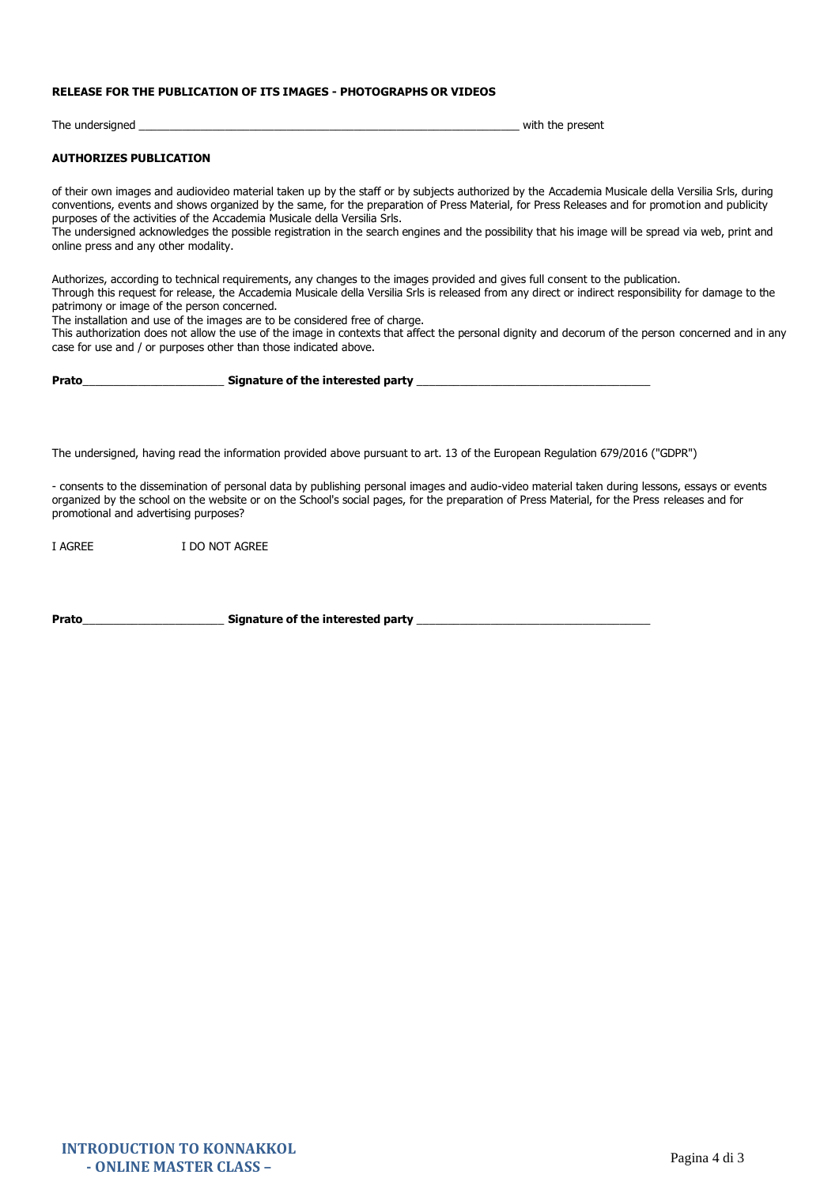**RELEASE FOR THE PUBLICATION OF ITS IMAGES - PHOTOGRAPHS OR VIDEOS**

The undersigned ______________________________________________________________ with the present

**AUTHORIZES PUBLICATION**

of their own images and audiovideo material taken up by the staff or by subjects authorized by the Accademia Musicale della Versilia Srls, during conventions, events and shows organized by the same, for the preparation of Press Material, for Press Releases and for promotion and publicity purposes of the activities of the Accademia Musicale della Versilia Srls.
The undersigned acknowledges the possible registration in the search engines and the possibility that his image will be spread via web, print and online press and any other modality.

Authorizes, according to technical requirements, any changes to the images provided and gives full consent to the publication.
Through this request for release, the Accademia Musicale della Versilia Srls is released from any direct or indirect responsibility for damage to the patrimony or image of the person concerned.
The installation and use of the images are to be considered free of charge.
This authorization does not allow the use of the image in contexts that affect the personal dignity and decorum of the person concerned and in any case for use and / or purposes other than those indicated above.

**Prato**______________________ **Signature of the interested party** ____________________________________

The undersigned, having read the information provided above pursuant to art. 13 of the European Regulation 679/2016 ("GDPR")

- consents to the dissemination of personal data by publishing personal images and audio-video material taken during lessons, essays or events organized by the school on the website or on the School's social pages, for the preparation of Press Material, for the Press releases and for promotional and advertising purposes?

I AGREE I DO NOT AGREE

**Prato**______________________ **Signature of the interested party** ____________________________________